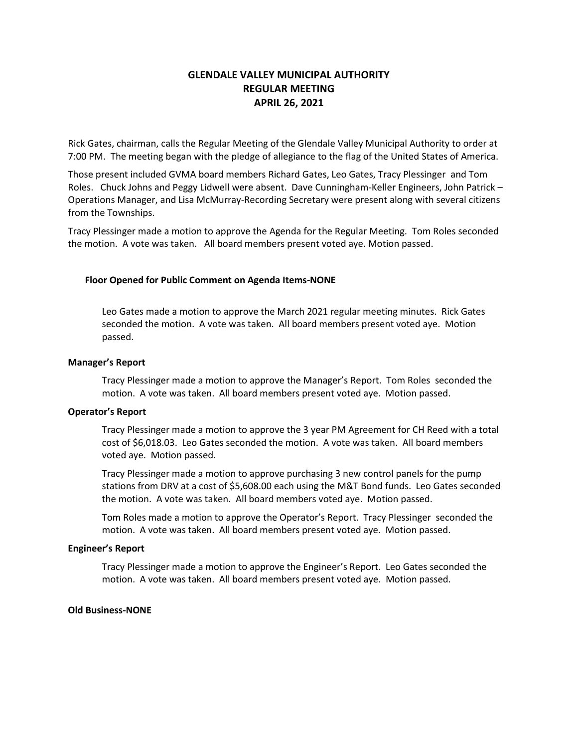# GLENDALE VALLEY MUNICIPAL AUTHORITY
## REGULAR MEETING
## APRIL 26, 2021

Rick Gates, chairman, calls the Regular Meeting of the Glendale Valley Municipal Authority to order at 7:00 PM. The meeting began with the pledge of allegiance to the flag of the United States of America.

Those present included GVMA board members Richard Gates, Leo Gates, Tracy Plessinger and Tom Roles. Chuck Johns and Peggy Lidwell were absent. Dave Cunningham-Keller Engineers, John Patrick – Operations Manager, and Lisa McMurray-Recording Secretary were present along with several citizens from the Townships.

Tracy Plessinger made a motion to approve the Agenda for the Regular Meeting. Tom Roles seconded the motion. A vote was taken. All board members present voted aye. Motion passed.

**Floor Opened for Public Comment on Agenda Items-NONE**

Leo Gates made a motion to approve the March 2021 regular meeting minutes. Rick Gates seconded the motion. A vote was taken. All board members present voted aye. Motion passed.

**Manager's Report**

Tracy Plessinger made a motion to approve the Manager's Report. Tom Roles seconded the motion. A vote was taken. All board members present voted aye. Motion passed.

**Operator's Report**

Tracy Plessinger made a motion to approve the 3 year PM Agreement for CH Reed with a total cost of $6,018.03. Leo Gates seconded the motion. A vote was taken. All board members voted aye. Motion passed.

Tracy Plessinger made a motion to approve purchasing 3 new control panels for the pump stations from DRV at a cost of $5,608.00 each using the M&T Bond funds. Leo Gates seconded the motion. A vote was taken. All board members voted aye. Motion passed.

Tom Roles made a motion to approve the Operator's Report. Tracy Plessinger seconded the motion. A vote was taken. All board members present voted aye. Motion passed.

**Engineer's Report**

Tracy Plessinger made a motion to approve the Engineer's Report. Leo Gates seconded the motion. A vote was taken. All board members present voted aye. Motion passed.

**Old Business-NONE**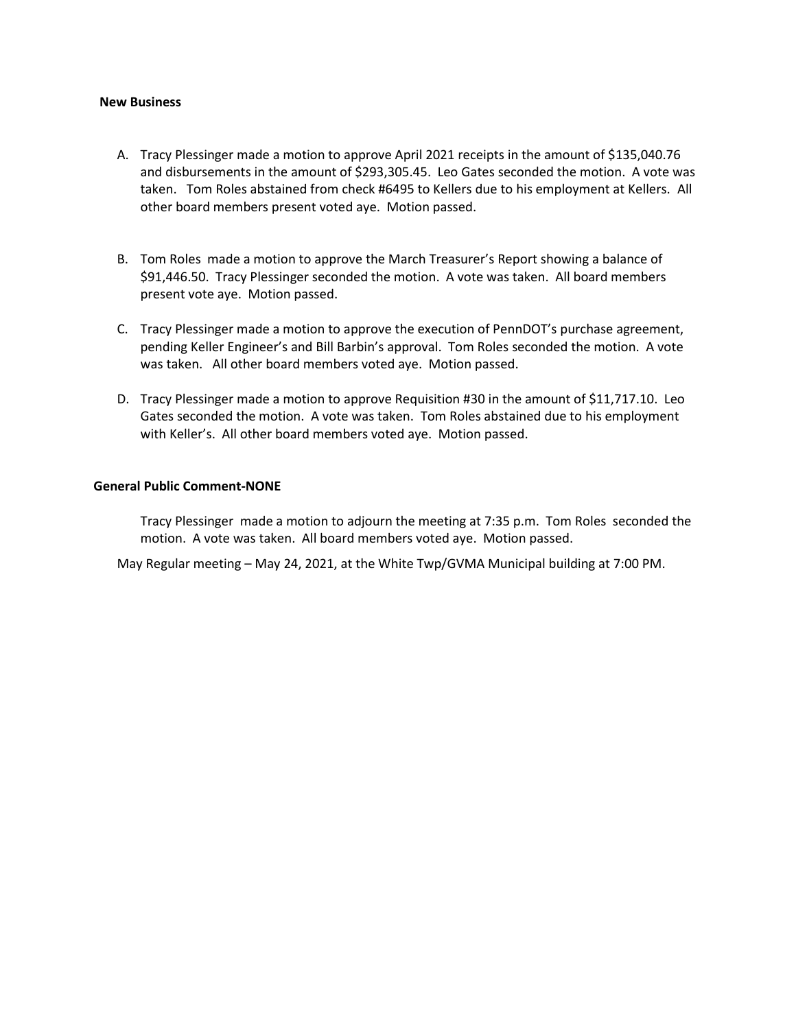**New Business**

A. Tracy Plessinger made a motion to approve April 2021 receipts in the amount of $135,040.76 and disbursements in the amount of $293,305.45. Leo Gates seconded the motion. A vote was taken. Tom Roles abstained from check #6495 to Kellers due to his employment at Kellers. All other board members present voted aye. Motion passed.

B. Tom Roles made a motion to approve the March Treasurer's Report showing a balance of $91,446.50. Tracy Plessinger seconded the motion. A vote was taken. All board members present vote aye. Motion passed.

C. Tracy Plessinger made a motion to approve the execution of PennDOT's purchase agreement, pending Keller Engineer's and Bill Barbin's approval. Tom Roles seconded the motion. A vote was taken. All other board members voted aye. Motion passed.

D. Tracy Plessinger made a motion to approve Requisition #30 in the amount of $11,717.10. Leo Gates seconded the motion. A vote was taken. Tom Roles abstained due to his employment with Keller's. All other board members voted aye. Motion passed.

**General Public Comment-NONE**

Tracy Plessinger made a motion to adjourn the meeting at 7:35 p.m. Tom Roles seconded the motion. A vote was taken. All board members voted aye. Motion passed.

May Regular meeting – May 24, 2021, at the White Twp/GVMA Municipal building at 7:00 PM.